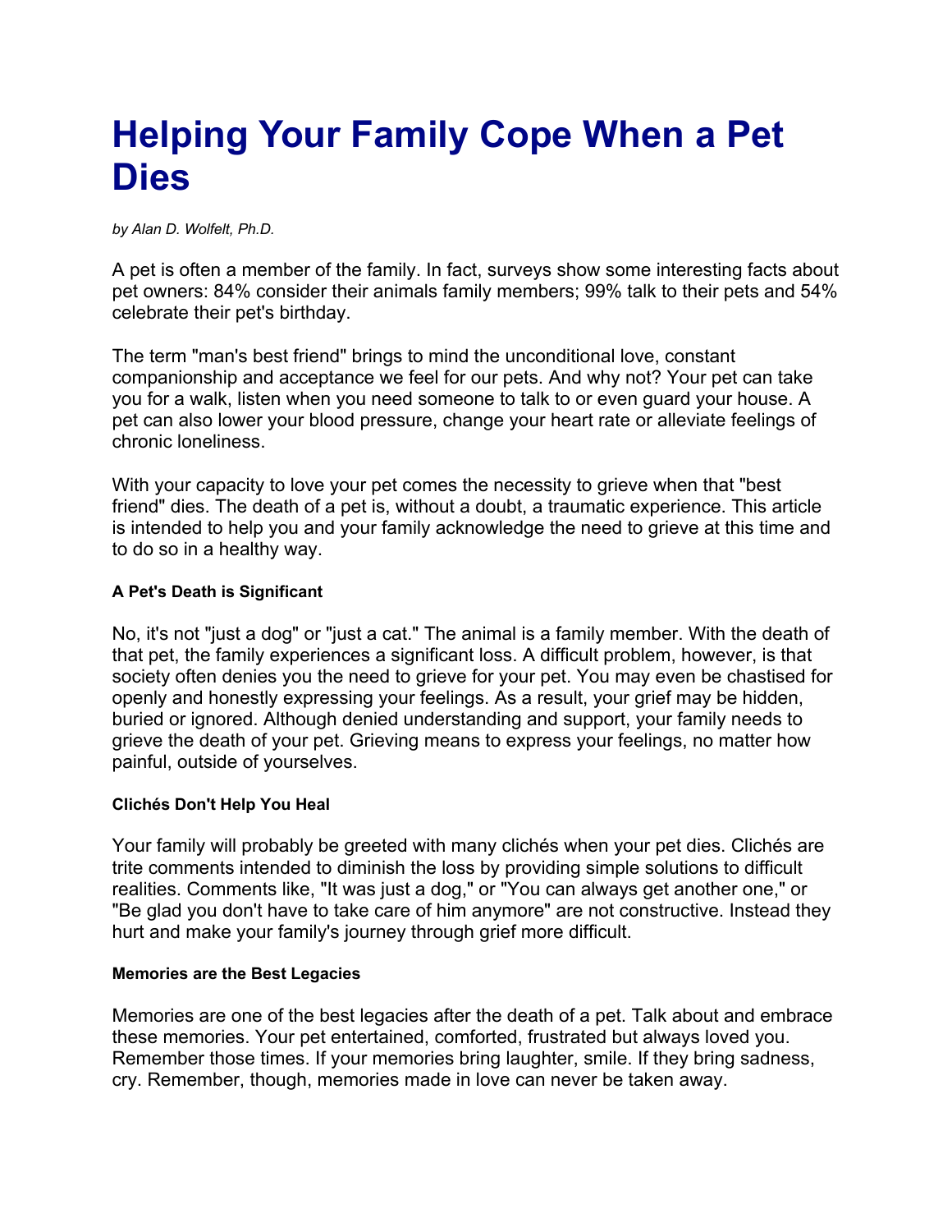# Helping Your Family Cope When a Pet Dies

*by Alan D. Wolfelt, Ph.D.*

A pet is often a member of the family. In fact, surveys show some interesting facts about pet owners: 84% consider their animals family members; 99% talk to their pets and 54% celebrate their pet's birthday.

The term "man's best friend" brings to mind the unconditional love, constant companionship and acceptance we feel for our pets. And why not? Your pet can take you for a walk, listen when you need someone to talk to or even guard your house. A pet can also lower your blood pressure, change your heart rate or alleviate feelings of chronic loneliness.

With your capacity to love your pet comes the necessity to grieve when that "best friend" dies. The death of a pet is, without a doubt, a traumatic experience. This article is intended to help you and your family acknowledge the need to grieve at this time and to do so in a healthy way.

#### A Pet's Death is Significant

No, it's not "just a dog" or "just a cat." The animal is a family member. With the death of that pet, the family experiences a significant loss. A difficult problem, however, is that society often denies you the need to grieve for your pet. You may even be chastised for openly and honestly expressing your feelings. As a result, your grief may be hidden, buried or ignored. Although denied understanding and support, your family needs to grieve the death of your pet. Grieving means to express your feelings, no matter how painful, outside of yourselves.

#### Clichés Don't Help You Heal

Your family will probably be greeted with many clichés when your pet dies. Clichés are trite comments intended to diminish the loss by providing simple solutions to difficult realities. Comments like, "It was just a dog," or "You can always get another one," or "Be glad you don't have to take care of him anymore" are not constructive. Instead they hurt and make your family's journey through grief more difficult.

#### Memories are the Best Legacies

Memories are one of the best legacies after the death of a pet. Talk about and embrace these memories. Your pet entertained, comforted, frustrated but always loved you. Remember those times. If your memories bring laughter, smile. If they bring sadness, cry. Remember, though, memories made in love can never be taken away.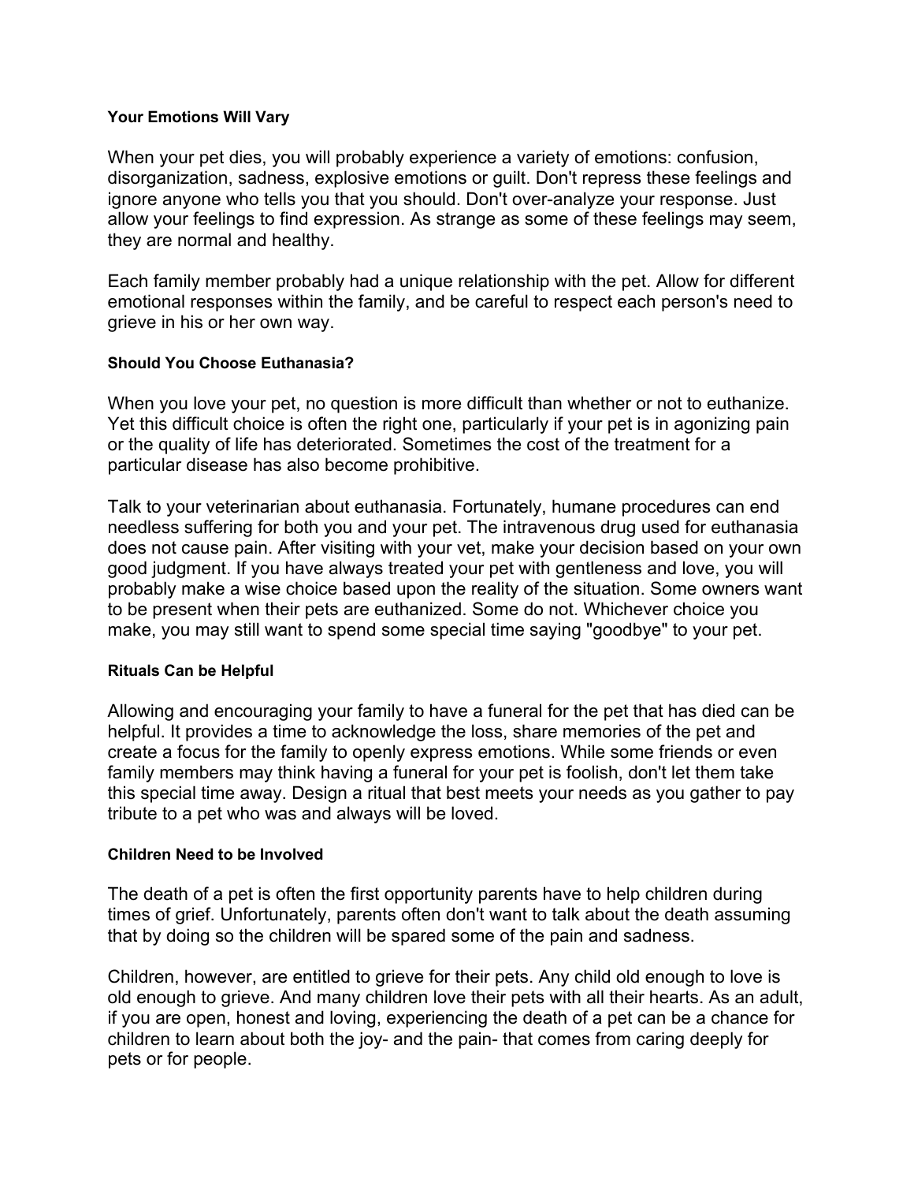#### Your Emotions Will Vary

When your pet dies, you will probably experience a variety of emotions: confusion, disorganization, sadness, explosive emotions or guilt. Don't repress these feelings and ignore anyone who tells you that you should. Don't over-analyze your response. Just allow your feelings to find expression. As strange as some of these feelings may seem, they are normal and healthy.

Each family member probably had a unique relationship with the pet. Allow for different emotional responses within the family, and be careful to respect each person's need to grieve in his or her own way.

#### Should You Choose Euthanasia?

When you love your pet, no question is more difficult than whether or not to euthanize. Yet this difficult choice is often the right one, particularly if your pet is in agonizing pain or the quality of life has deteriorated. Sometimes the cost of the treatment for a particular disease has also become prohibitive.

Talk to your veterinarian about euthanasia. Fortunately, humane procedures can end needless suffering for both you and your pet. The intravenous drug used for euthanasia does not cause pain. After visiting with your vet, make your decision based on your own good judgment. If you have always treated your pet with gentleness and love, you will probably make a wise choice based upon the reality of the situation. Some owners want to be present when their pets are euthanized. Some do not. Whichever choice you make, you may still want to spend some special time saying "goodbye" to your pet.

#### Rituals Can be Helpful

Allowing and encouraging your family to have a funeral for the pet that has died can be helpful. It provides a time to acknowledge the loss, share memories of the pet and create a focus for the family to openly express emotions. While some friends or even family members may think having a funeral for your pet is foolish, don't let them take this special time away. Design a ritual that best meets your needs as you gather to pay tribute to a pet who was and always will be loved.

#### Children Need to be Involved

The death of a pet is often the first opportunity parents have to help children during times of grief. Unfortunately, parents often don't want to talk about the death assuming that by doing so the children will be spared some of the pain and sadness.

Children, however, are entitled to grieve for their pets. Any child old enough to love is old enough to grieve. And many children love their pets with all their hearts. As an adult, if you are open, honest and loving, experiencing the death of a pet can be a chance for children to learn about both the joy- and the pain- that comes from caring deeply for pets or for people.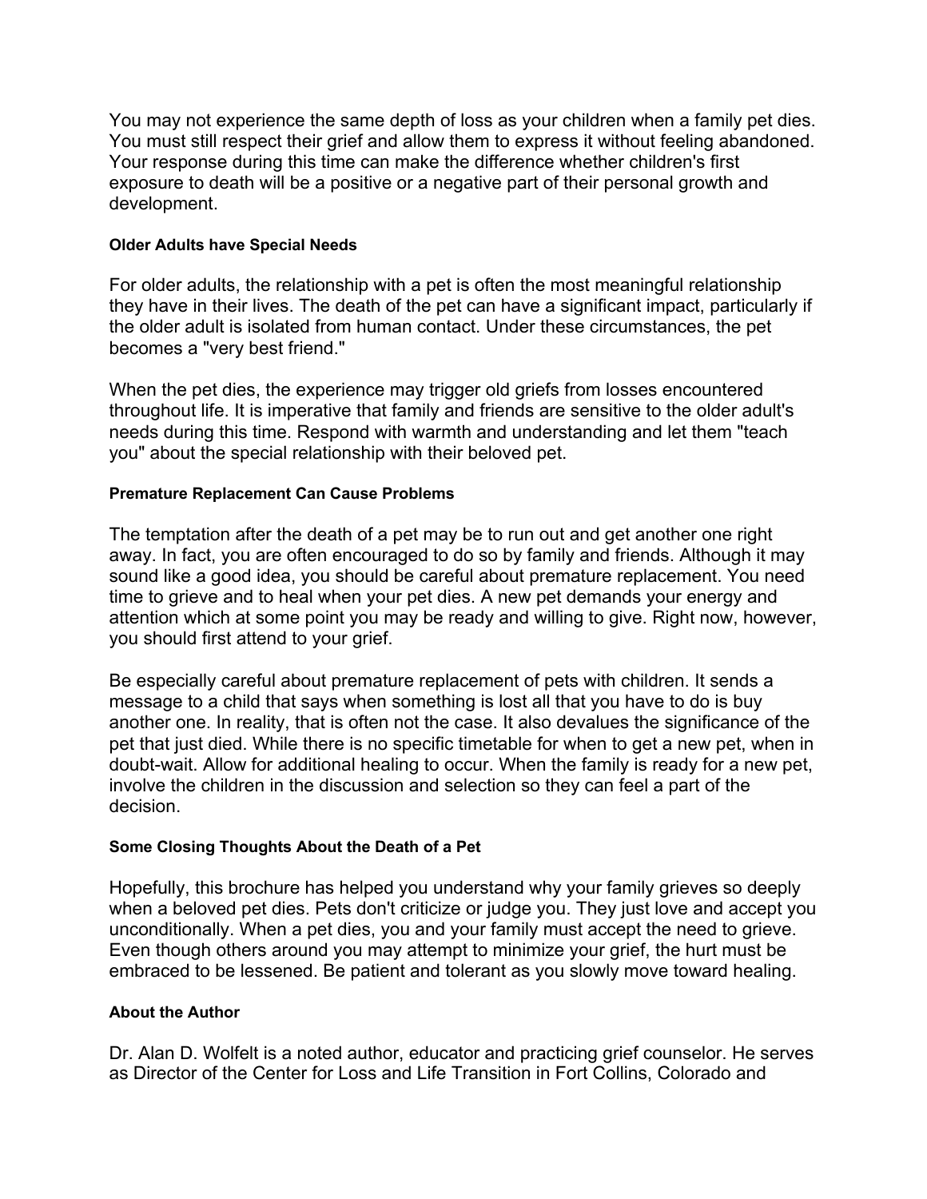You may not experience the same depth of loss as your children when a family pet dies. You must still respect their grief and allow them to express it without feeling abandoned. Your response during this time can make the difference whether children's first exposure to death will be a positive or a negative part of their personal growth and development.

#### Older Adults have Special Needs

For older adults, the relationship with a pet is often the most meaningful relationship they have in their lives. The death of the pet can have a significant impact, particularly if the older adult is isolated from human contact. Under these circumstances, the pet becomes a "very best friend."

When the pet dies, the experience may trigger old griefs from losses encountered throughout life. It is imperative that family and friends are sensitive to the older adult's needs during this time. Respond with warmth and understanding and let them "teach you" about the special relationship with their beloved pet.

#### Premature Replacement Can Cause Problems

The temptation after the death of a pet may be to run out and get another one right away. In fact, you are often encouraged to do so by family and friends. Although it may sound like a good idea, you should be careful about premature replacement. You need time to grieve and to heal when your pet dies. A new pet demands your energy and attention which at some point you may be ready and willing to give. Right now, however, you should first attend to your grief.

Be especially careful about premature replacement of pets with children. It sends a message to a child that says when something is lost all that you have to do is buy another one. In reality, that is often not the case. It also devalues the significance of the pet that just died. While there is no specific timetable for when to get a new pet, when in doubt-wait. Allow for additional healing to occur. When the family is ready for a new pet, involve the children in the discussion and selection so they can feel a part of the decision.

#### Some Closing Thoughts About the Death of a Pet

Hopefully, this brochure has helped you understand why your family grieves so deeply when a beloved pet dies. Pets don't criticize or judge you. They just love and accept you unconditionally. When a pet dies, you and your family must accept the need to grieve. Even though others around you may attempt to minimize your grief, the hurt must be embraced to be lessened. Be patient and tolerant as you slowly move toward healing.

#### About the Author

Dr. Alan D. Wolfelt is a noted author, educator and practicing grief counselor. He serves as Director of the Center for Loss and Life Transition in Fort Collins, Colorado and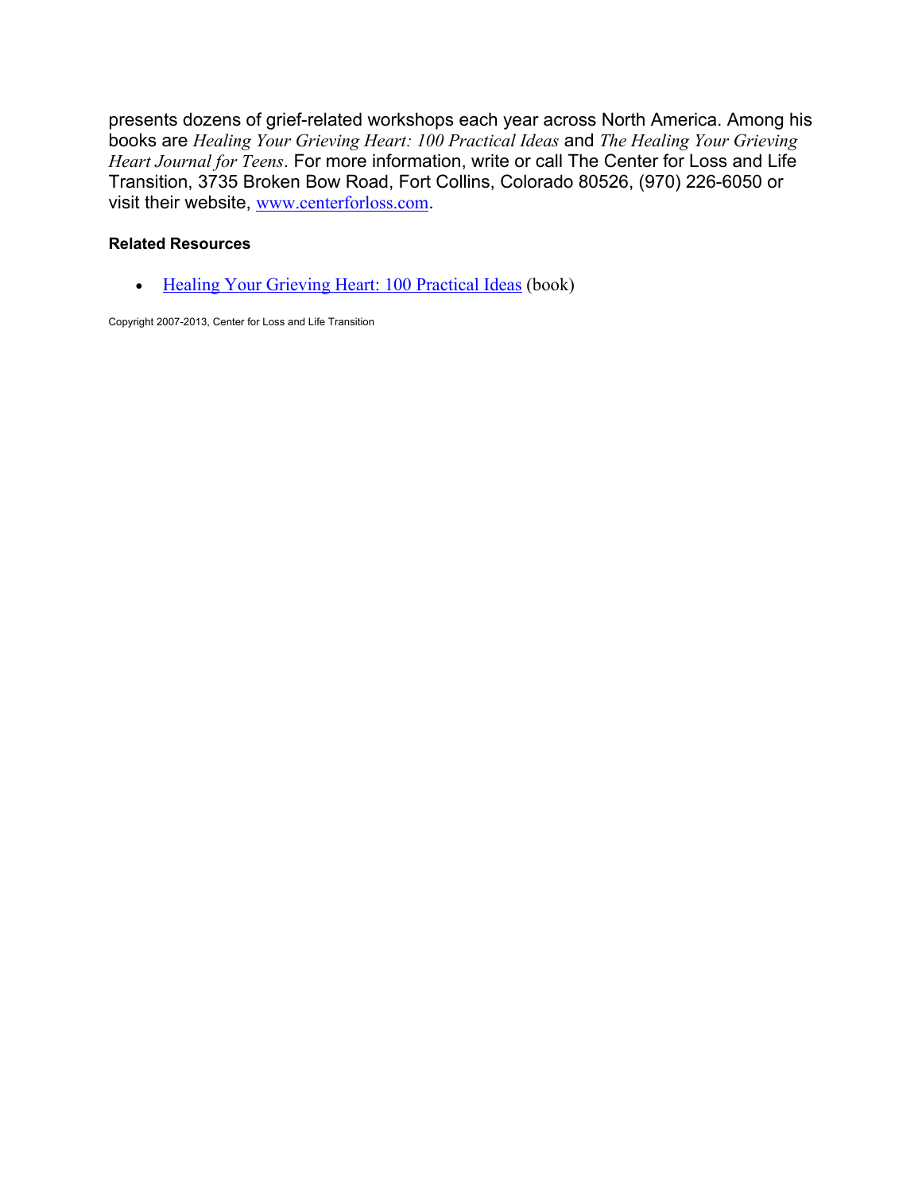presents dozens of grief-related workshops each year across North America. Among his books are *Healing Your Grieving Heart: 100 Practical Ideas* and *The Healing Your Grieving Heart Journal for Teens*. For more information, write or call The Center for Loss and Life Transition, 3735 Broken Bow Road, Fort Collins, Colorado 80526, (970) 226-6050 or visit their website, [www.centerforloss.com](http://www.centerforloss.com).

**Related Resources**

- [Healing Your Grieving Heart: 100 Practical Ideas]() (book)

Copyright 2007-2013, Center for Loss and Life Transition